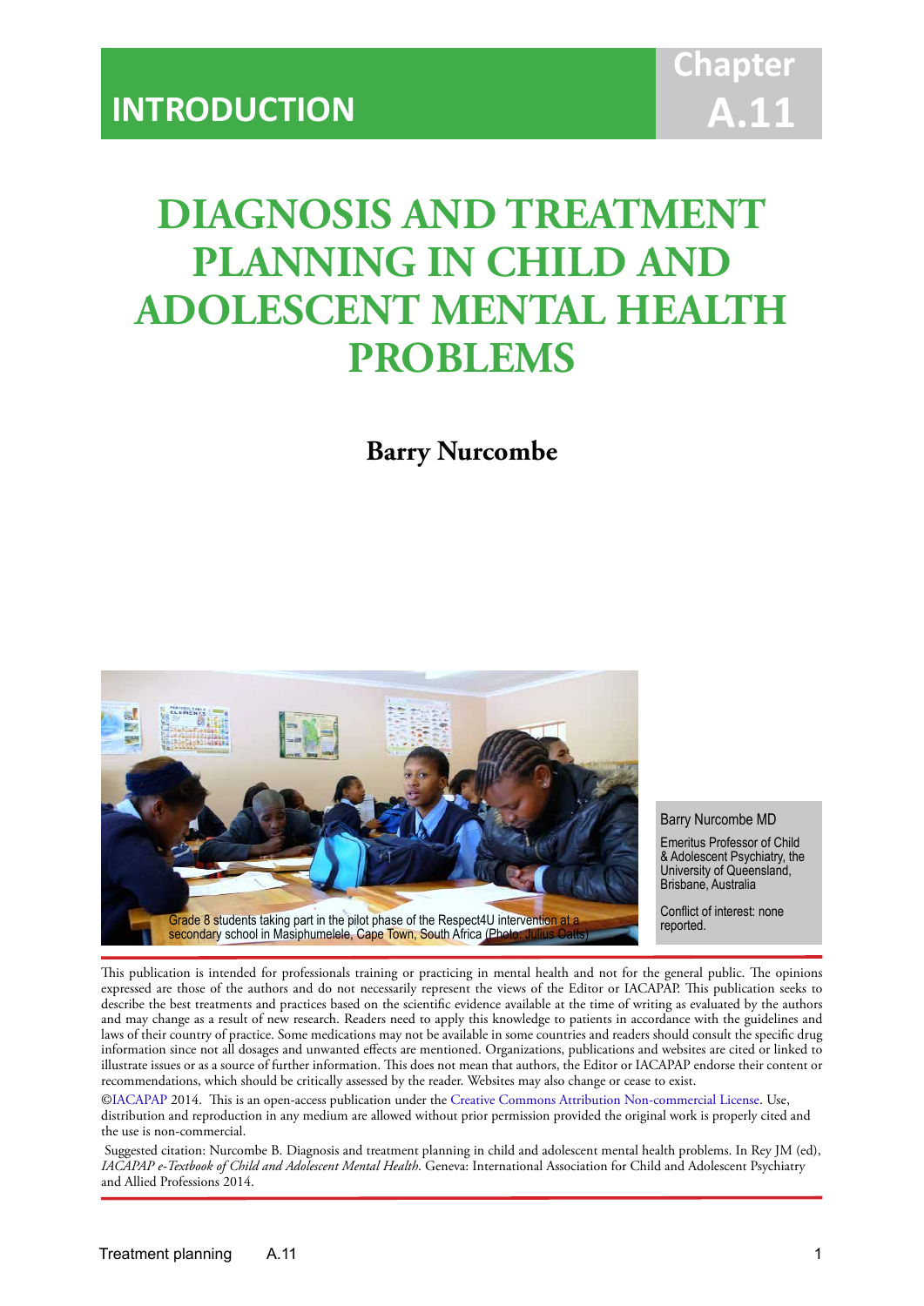INTRODUCTION

Chapter A.11

# DIAGNOSIS AND TREATMENT PLANNING IN CHILD AND ADOLESCENT MENTAL HEALTH PROBLEMS

**Barry Nurcombe**

Grade 8 students taking part in the pilot phase of the Respect4U intervention at a secondary school in Masiphumelele, Cape Town, South Africa (Photo: Julius Oatts)

Barry Nurcombe MD

Emeritus Professor of Child & Adolescent Psychiatry, the University of Queensland, Brisbane, Australia

Conflict of interest: none reported.

This publication is intended for professionals training or practicing in mental health and not for the general public. The opinions expressed are those of the authors and do not necessarily represent the views of the Editor or IACAPAP. This publication seeks to describe the best treatments and practices based on the scientific evidence available at the time of writing as evaluated by the authors and may change as a result of new research. Readers need to apply this knowledge to patients in accordance with the guidelines and laws of their country of practice. Some medications may not be available in some countries and readers should consult the specific drug information since not all dosages and unwanted effects are mentioned. Organizations, publications and websites are cited or linked to illustrate issues or as a source of further information. This does not mean that authors, the Editor or IACAPAP endorse their content or recommendations, which should be critically assessed by the reader. Websites may also change or cease to exist.

©IACAPAP 2014. This is an open-access publication under the Creative Commons Attribution Non-commercial License. Use, distribution and reproduction in any medium are allowed without prior permission provided the original work is properly cited and the use is non-commercial.

Suggested citation: Nurcombe B. Diagnosis and treatment planning in child and adolescent mental health problems. In Rey JM (ed), *IACAPAP e-Textbook of Child and Adolescent Mental Health*. Geneva: International Association for Child and Adolescent Psychiatry and Allied Professions 2014.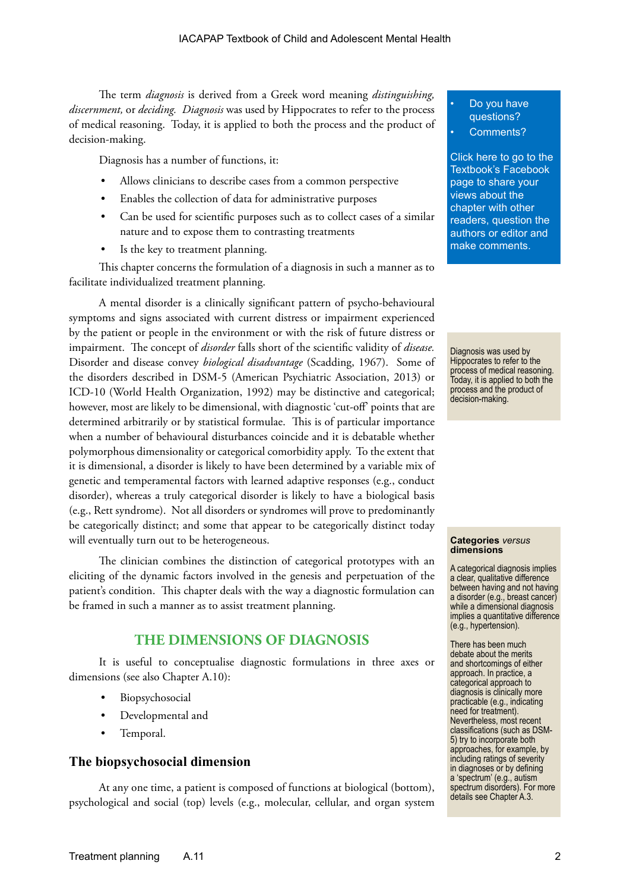The term *diagnosis* is derived from a Greek word meaning *distinguishing, discernment,* or *deciding. Diagnosis* was used by Hippocrates to refer to the process of medical reasoning. Today, it is applied to both the process and the product of decision-making.

Diagnosis has a number of functions, it:

- Allows clinicians to describe cases from a common perspective
- Enables the collection of data for administrative purposes
- Can be used for scientific purposes such as to collect cases of a similar nature and to expose them to contrasting treatments
- Is the key to treatment planning.

This chapter concerns the formulation of a diagnosis in such a manner as to facilitate individualized treatment planning.

A mental disorder is a clinically significant pattern of psycho-behavioural symptoms and signs associated with current distress or impairment experienced by the patient or people in the environment or with the risk of future distress or impairment. The concept of *disorder* falls short of the scientific validity of *disease.* Disorder and disease convey *biological disadvantage* (Scadding, 1967). Some of the disorders described in DSM-5 (American Psychiatric Association, 2013) or ICD-10 (World Health Organization, 1992) may be distinctive and categorical; however, most are likely to be dimensional, with diagnostic 'cut-off' points that are determined arbitrarily or by statistical formulae. This is of particular importance when a number of behavioural disturbances coincide and it is debatable whether polymorphous dimensionality or categorical comorbidity apply. To the extent that it is dimensional, a disorder is likely to have been determined by a variable mix of genetic and temperamental factors with learned adaptive responses (e.g., conduct disorder), whereas a truly categorical disorder is likely to have a biological basis (e.g., Rett syndrome). Not all disorders or syndromes will prove to predominantly be categorically distinct; and some that appear to be categorically distinct today will eventually turn out to be heterogeneous.

The clinician combines the distinction of categorical prototypes with an eliciting of the dynamic factors involved in the genesis and perpetuation of the patient's condition. This chapter deals with the way a diagnostic formulation can be framed in such a manner as to assist treatment planning.

- Do you have questions?
- Comments?

Click here to go to the Textbook's Facebook page to share your views about the chapter with other readers, question the authors or editor and make comments.

Diagnosis was used by Hippocrates to refer to the process of medical reasoning. Today, it is applied to both the process and the product of decision-making.

**Categories *versus* dimensions**

A categorical diagnosis implies a clear, qualitative difference between having and not having a disorder (e.g., breast cancer) while a dimensional diagnosis implies a quantitative difference (e.g., hypertension).

There has been much debate about the merits and shortcomings of either approach. In practice, a categorical approach to diagnosis is clinically more practicable (e.g., indicating need for treatment). Nevertheless, most recent classifications (such as DSM-5) try to incorporate both approaches, for example, by including ratings of severity in diagnoses or by defining a 'spectrum' (e.g., autism spectrum disorders). For more details see Chapter A.3.

## THE DIMENSIONS OF DIAGNOSIS

It is useful to conceptualise diagnostic formulations in three axes or dimensions (see also Chapter A.10):

- Biopsychosocial
- Developmental and
- Temporal.

### The biopsychosocial dimension

At any one time, a patient is composed of functions at biological (bottom), psychological and social (top) levels (e.g., molecular, cellular, and organ system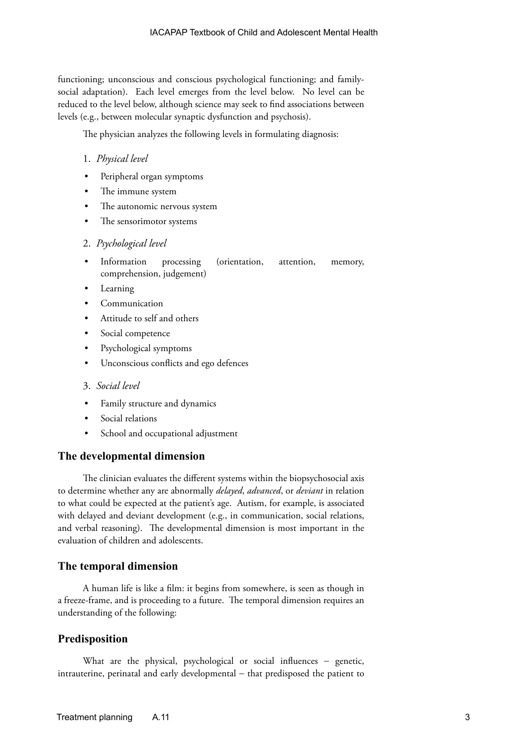functioning; unconscious and conscious psychological functioning; and family-social adaptation). Each level emerges from the level below. No level can be reduced to the level below, although science may seek to find associations between levels (e.g., between molecular synaptic dysfunction and psychosis).

The physician analyzes the following levels in formulating diagnosis:

1. *Physical level*

- Peripheral organ symptoms
- The immune system
- The autonomic nervous system
- The sensorimotor systems

2. *Psychological level*

- Information processing (orientation, attention, memory, comprehension, judgement)
- Learning
- Communication
- Attitude to self and others
- Social competence
- Psychological symptoms
- Unconscious conflicts and ego defences

3. *Social level*

- Family structure and dynamics
- Social relations
- School and occupational adjustment

## The developmental dimension

The clinician evaluates the different systems within the biopsychosocial axis to determine whether any are abnormally *delayed*, *advanced*, or *deviant* in relation to what could be expected at the patient's age. Autism, for example, is associated with delayed and deviant development (e.g., in communication, social relations, and verbal reasoning). The developmental dimension is most important in the evaluation of children and adolescents.

## The temporal dimension

A human life is like a film: it begins from somewhere, is seen as though in a freeze-frame, and is proceeding to a future. The temporal dimension requires an understanding of the following:

## Predisposition

What are the physical, psychological or social influences – genetic, intrauterine, perinatal and early developmental – that predisposed the patient to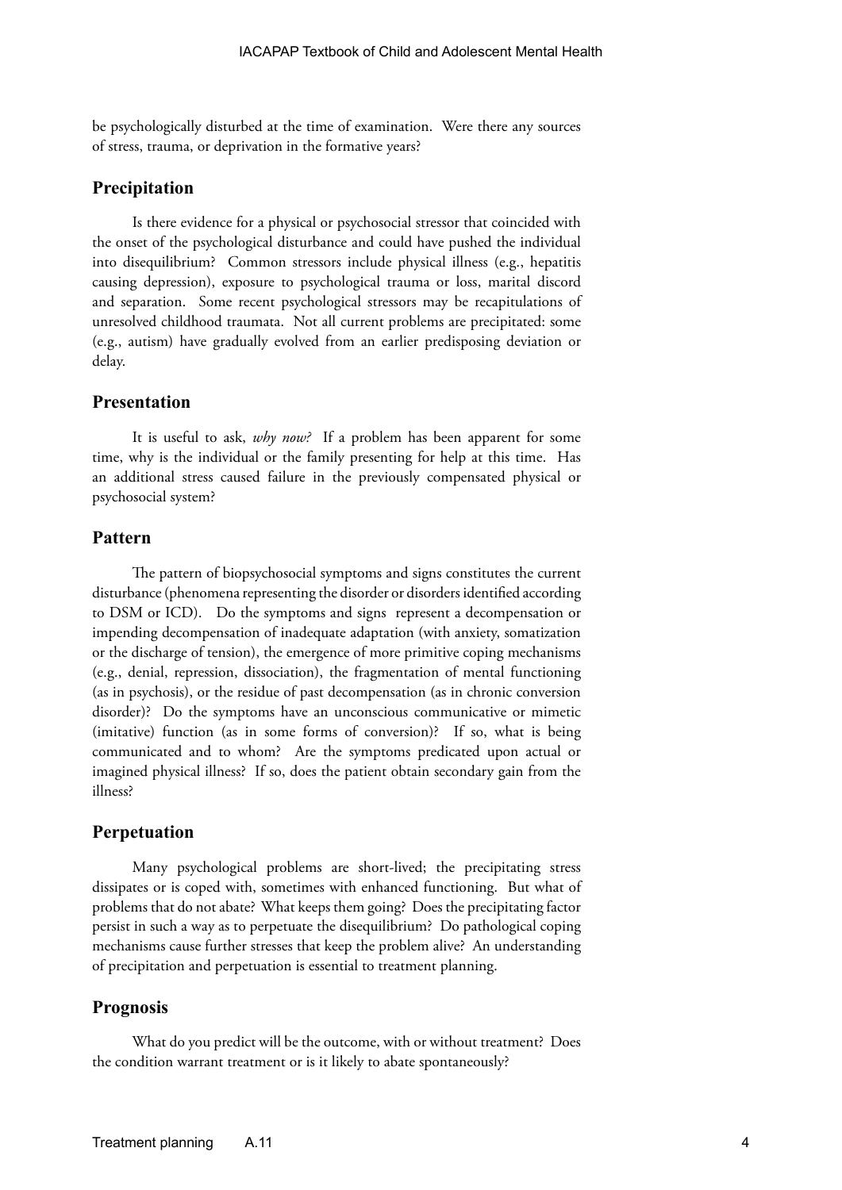be psychologically disturbed at the time of examination. Were there any sources of stress, trauma, or deprivation in the formative years?

## Precipitation

Is there evidence for a physical or psychosocial stressor that coincided with the onset of the psychological disturbance and could have pushed the individual into disequilibrium? Common stressors include physical illness (e.g., hepatitis causing depression), exposure to psychological trauma or loss, marital discord and separation. Some recent psychological stressors may be recapitulations of unresolved childhood traumata. Not all current problems are precipitated: some (e.g., autism) have gradually evolved from an earlier predisposing deviation or delay.

## Presentation

It is useful to ask, *why now?* If a problem has been apparent for some time, why is the individual or the family presenting for help at this time. Has an additional stress caused failure in the previously compensated physical or psychosocial system?

## Pattern

The pattern of biopsychosocial symptoms and signs constitutes the current disturbance (phenomena representing the disorder or disorders identified according to DSM or ICD). Do the symptoms and signs represent a decompensation or impending decompensation of inadequate adaptation (with anxiety, somatization or the discharge of tension), the emergence of more primitive coping mechanisms (e.g., denial, repression, dissociation), the fragmentation of mental functioning (as in psychosis), or the residue of past decompensation (as in chronic conversion disorder)? Do the symptoms have an unconscious communicative or mimetic (imitative) function (as in some forms of conversion)? If so, what is being communicated and to whom? Are the symptoms predicated upon actual or imagined physical illness? If so, does the patient obtain secondary gain from the illness?

## Perpetuation

Many psychological problems are short-lived; the precipitating stress dissipates or is coped with, sometimes with enhanced functioning. But what of problems that do not abate? What keeps them going? Does the precipitating factor persist in such a way as to perpetuate the disequilibrium? Do pathological coping mechanisms cause further stresses that keep the problem alive? An understanding of precipitation and perpetuation is essential to treatment planning.

## Prognosis

What do you predict will be the outcome, with or without treatment? Does the condition warrant treatment or is it likely to abate spontaneously?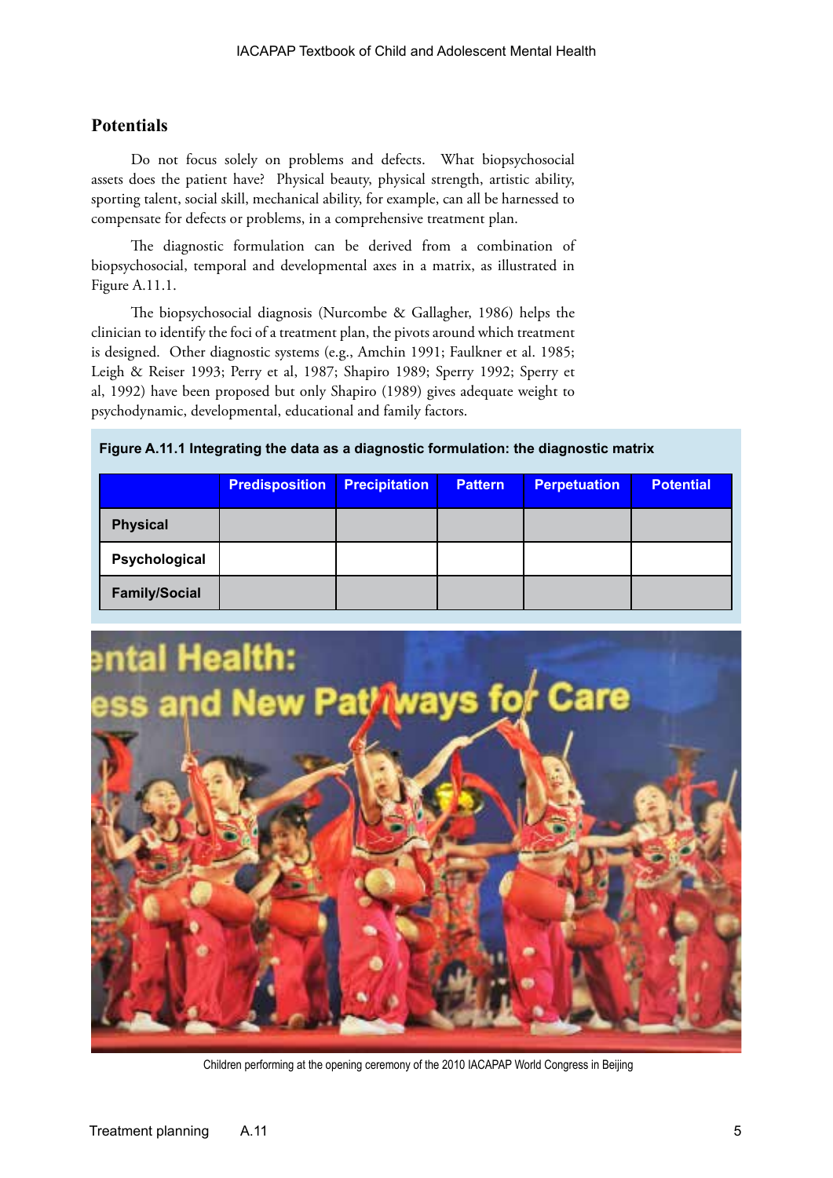## Potentials

Do not focus solely on problems and defects. What biopsychosocial assets does the patient have? Physical beauty, physical strength, artistic ability, sporting talent, social skill, mechanical ability, for example, can all be harnessed to compensate for defects or problems, in a comprehensive treatment plan.

The diagnostic formulation can be derived from a combination of biopsychosocial, temporal and developmental axes in a matrix, as illustrated in Figure A.11.1.

The biopsychosocial diagnosis (Nurcombe & Gallagher, 1986) helps the clinician to identify the foci of a treatment plan, the pivots around which treatment is designed. Other diagnostic systems (e.g., Amchin 1991; Faulkner et al. 1985; Leigh & Reiser 1993; Perry et al, 1987; Shapiro 1989; Sperry 1992; Sperry et al, 1992) have been proposed but only Shapiro (1989) gives adequate weight to psychodynamic, developmental, educational and family factors.

**Figure A.11.1 Integrating the data as a diagnostic formulation: the diagnostic matrix**

| | Predisposition | Precipitation | Pattern | Perpetuation | Potential |
|---|---|---|---|---|---|
| Physical | | | | | |
| Psychological | | | | | |
| Family/Social | | | | | |

Children performing at the opening ceremony of the 2010 IACAPAP World Congress in Beijing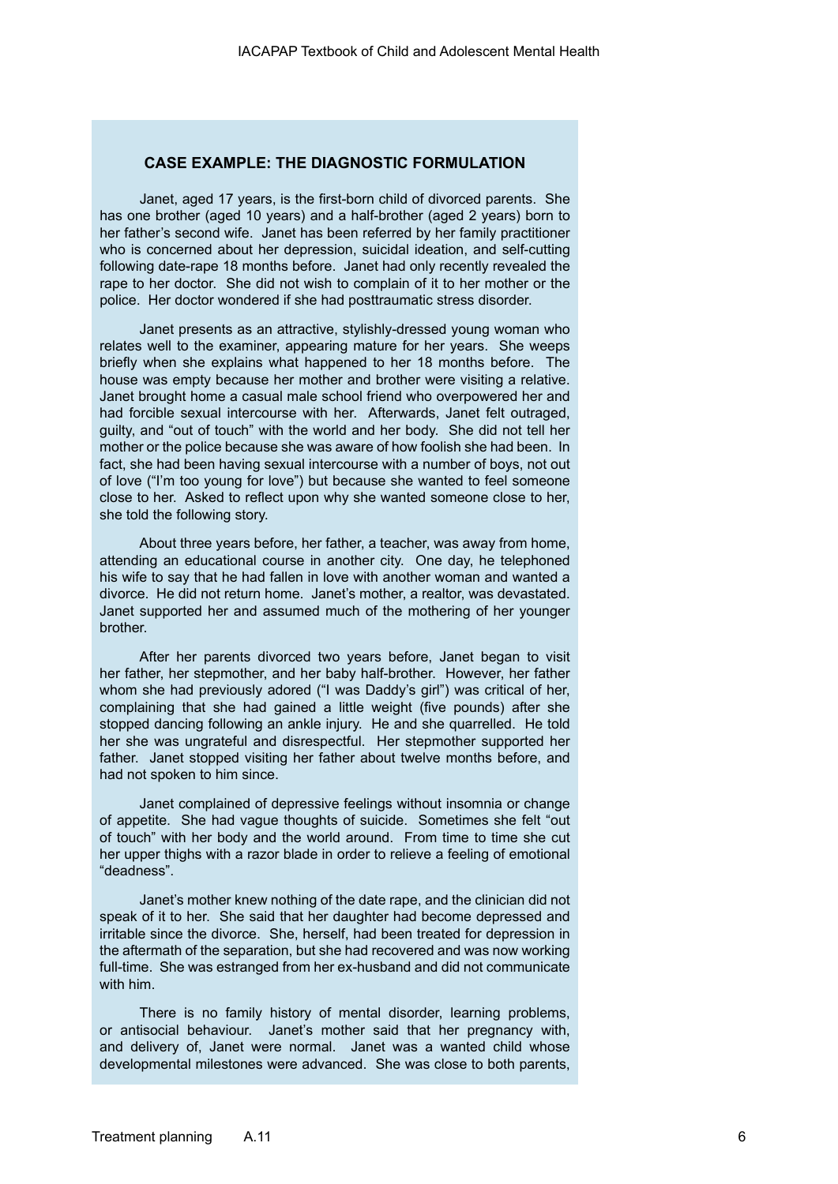### CASE EXAMPLE: THE DIAGNOSTIC FORMULATION

Janet, aged 17 years, is the first-born child of divorced parents. She has one brother (aged 10 years) and a half-brother (aged 2 years) born to her father's second wife. Janet has been referred by her family practitioner who is concerned about her depression, suicidal ideation, and self-cutting following date-rape 18 months before. Janet had only recently revealed the rape to her doctor. She did not wish to complain of it to her mother or the police. Her doctor wondered if she had posttraumatic stress disorder.

Janet presents as an attractive, stylishly-dressed young woman who relates well to the examiner, appearing mature for her years. She weeps briefly when she explains what happened to her 18 months before. The house was empty because her mother and brother were visiting a relative. Janet brought home a casual male school friend who overpowered her and had forcible sexual intercourse with her. Afterwards, Janet felt outraged, guilty, and "out of touch" with the world and her body. She did not tell her mother or the police because she was aware of how foolish she had been. In fact, she had been having sexual intercourse with a number of boys, not out of love ("I'm too young for love") but because she wanted to feel someone close to her. Asked to reflect upon why she wanted someone close to her, she told the following story.

About three years before, her father, a teacher, was away from home, attending an educational course in another city. One day, he telephoned his wife to say that he had fallen in love with another woman and wanted a divorce. He did not return home. Janet's mother, a realtor, was devastated. Janet supported her and assumed much of the mothering of her younger brother.

After her parents divorced two years before, Janet began to visit her father, her stepmother, and her baby half-brother. However, her father whom she had previously adored ("I was Daddy's girl") was critical of her, complaining that she had gained a little weight (five pounds) after she stopped dancing following an ankle injury. He and she quarrelled. He told her she was ungrateful and disrespectful. Her stepmother supported her father. Janet stopped visiting her father about twelve months before, and had not spoken to him since.

Janet complained of depressive feelings without insomnia or change of appetite. She had vague thoughts of suicide. Sometimes she felt "out of touch" with her body and the world around. From time to time she cut her upper thighs with a razor blade in order to relieve a feeling of emotional "deadness".

Janet's mother knew nothing of the date rape, and the clinician did not speak of it to her. She said that her daughter had become depressed and irritable since the divorce. She, herself, had been treated for depression in the aftermath of the separation, but she had recovered and was now working full-time. She was estranged from her ex-husband and did not communicate with him.

There is no family history of mental disorder, learning problems, or antisocial behaviour. Janet's mother said that her pregnancy with, and delivery of, Janet were normal. Janet was a wanted child whose developmental milestones were advanced. She was close to both parents,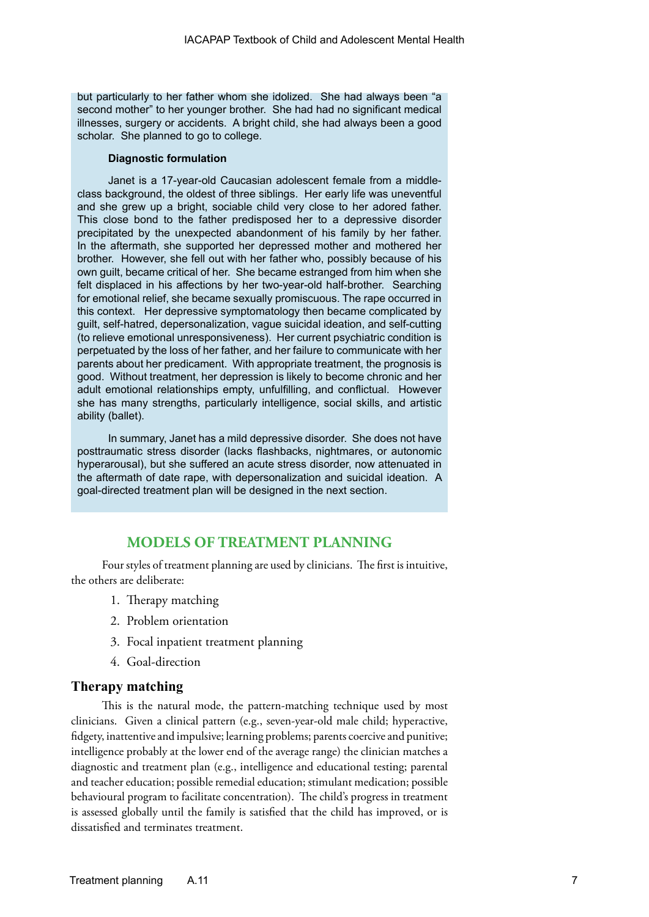but particularly to her father whom she idolized. She had always been "a second mother" to her younger brother. She had had no significant medical illnesses, surgery or accidents. A bright child, she had always been a good scholar. She planned to go to college.

**Diagnostic formulation**

Janet is a 17-year-old Caucasian adolescent female from a middle-class background, the oldest of three siblings. Her early life was uneventful and she grew up a bright, sociable child very close to her adored father. This close bond to the father predisposed her to a depressive disorder precipitated by the unexpected abandonment of his family by her father. In the aftermath, she supported her depressed mother and mothered her brother. However, she fell out with her father who, possibly because of his own guilt, became critical of her. She became estranged from him when she felt displaced in his affections by her two-year-old half-brother. Searching for emotional relief, she became sexually promiscuous. The rape occurred in this context. Her depressive symptomatology then became complicated by guilt, self-hatred, depersonalization, vague suicidal ideation, and self-cutting (to relieve emotional unresponsiveness). Her current psychiatric condition is perpetuated by the loss of her father, and her failure to communicate with her parents about her predicament. With appropriate treatment, the prognosis is good. Without treatment, her depression is likely to become chronic and her adult emotional relationships empty, unfulfilling, and conflictual. However she has many strengths, particularly intelligence, social skills, and artistic ability (ballet).

In summary, Janet has a mild depressive disorder. She does not have posttraumatic stress disorder (lacks flashbacks, nightmares, or autonomic hyperarousal), but she suffered an acute stress disorder, now attenuated in the aftermath of date rape, with depersonalization and suicidal ideation. A goal-directed treatment plan will be designed in the next section.

## MODELS OF TREATMENT PLANNING

Four styles of treatment planning are used by clinicians. The first is intuitive, the others are deliberate:

1. Therapy matching
2. Problem orientation
3. Focal inpatient treatment planning
4. Goal-direction

### Therapy matching

This is the natural mode, the pattern-matching technique used by most clinicians. Given a clinical pattern (e.g., seven-year-old male child; hyperactive, fidgety, inattentive and impulsive; learning problems; parents coercive and punitive; intelligence probably at the lower end of the average range) the clinician matches a diagnostic and treatment plan (e.g., intelligence and educational testing; parental and teacher education; possible remedial education; stimulant medication; possible behavioural program to facilitate concentration). The child's progress in treatment is assessed globally until the family is satisfied that the child has improved, or is dissatisfied and terminates treatment.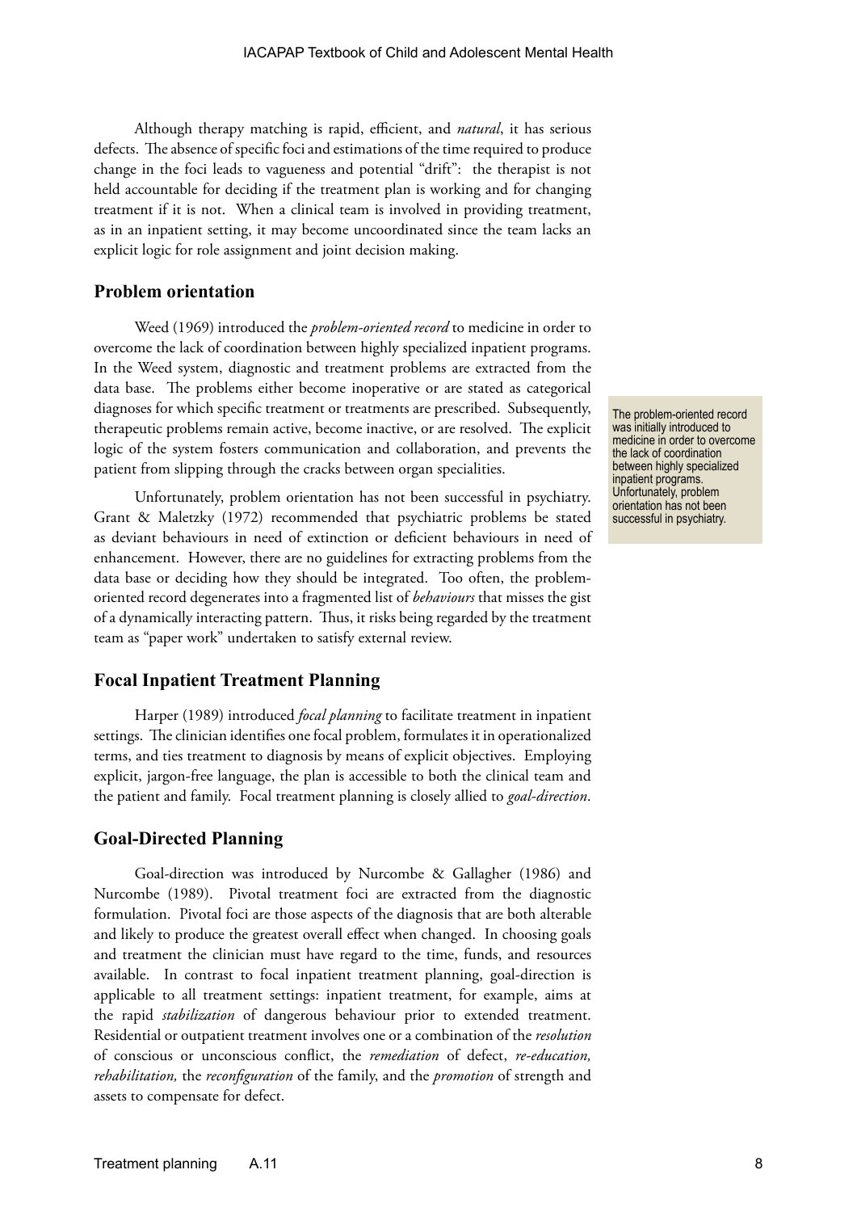Although therapy matching is rapid, efficient, and *natural*, it has serious defects. The absence of specific foci and estimations of the time required to produce change in the foci leads to vagueness and potential "drift": the therapist is not held accountable for deciding if the treatment plan is working and for changing treatment if it is not. When a clinical team is involved in providing treatment, as in an inpatient setting, it may become uncoordinated since the team lacks an explicit logic for role assignment and joint decision making.

## Problem orientation

Weed (1969) introduced the *problem-oriented record* to medicine in order to overcome the lack of coordination between highly specialized inpatient programs. In the Weed system, diagnostic and treatment problems are extracted from the data base. The problems either become inoperative or are stated as categorical diagnoses for which specific treatment or treatments are prescribed. Subsequently, therapeutic problems remain active, become inactive, or are resolved. The explicit logic of the system fosters communication and collaboration, and prevents the patient from slipping through the cracks between organ specialities.

> The problem-oriented record was initially introduced to medicine in order to overcome the lack of coordination between highly specialized inpatient programs. Unfortunately, problem orientation has not been successful in psychiatry.

Unfortunately, problem orientation has not been successful in psychiatry. Grant & Maletzky (1972) recommended that psychiatric problems be stated as deviant behaviours in need of extinction or deficient behaviours in need of enhancement. However, there are no guidelines for extracting problems from the data base or deciding how they should be integrated. Too often, the problem-oriented record degenerates into a fragmented list of *behaviours* that misses the gist of a dynamically interacting pattern. Thus, it risks being regarded by the treatment team as "paper work" undertaken to satisfy external review.

## Focal Inpatient Treatment Planning

Harper (1989) introduced *focal planning* to facilitate treatment in inpatient settings. The clinician identifies one focal problem, formulates it in operationalized terms, and ties treatment to diagnosis by means of explicit objectives. Employing explicit, jargon-free language, the plan is accessible to both the clinical team and the patient and family. Focal treatment planning is closely allied to *goal-direction*.

## Goal-Directed Planning

Goal-direction was introduced by Nurcombe & Gallagher (1986) and Nurcombe (1989). Pivotal treatment foci are extracted from the diagnostic formulation. Pivotal foci are those aspects of the diagnosis that are both alterable and likely to produce the greatest overall effect when changed. In choosing goals and treatment the clinician must have regard to the time, funds, and resources available. In contrast to focal inpatient treatment planning, goal-direction is applicable to all treatment settings: inpatient treatment, for example, aims at the rapid *stabilization* of dangerous behaviour prior to extended treatment. Residential or outpatient treatment involves one or a combination of the *resolution* of conscious or unconscious conflict, the *remediation* of defect, *re-education, rehabilitation,* the *reconfiguration* of the family, and the *promotion* of strength and assets to compensate for defect.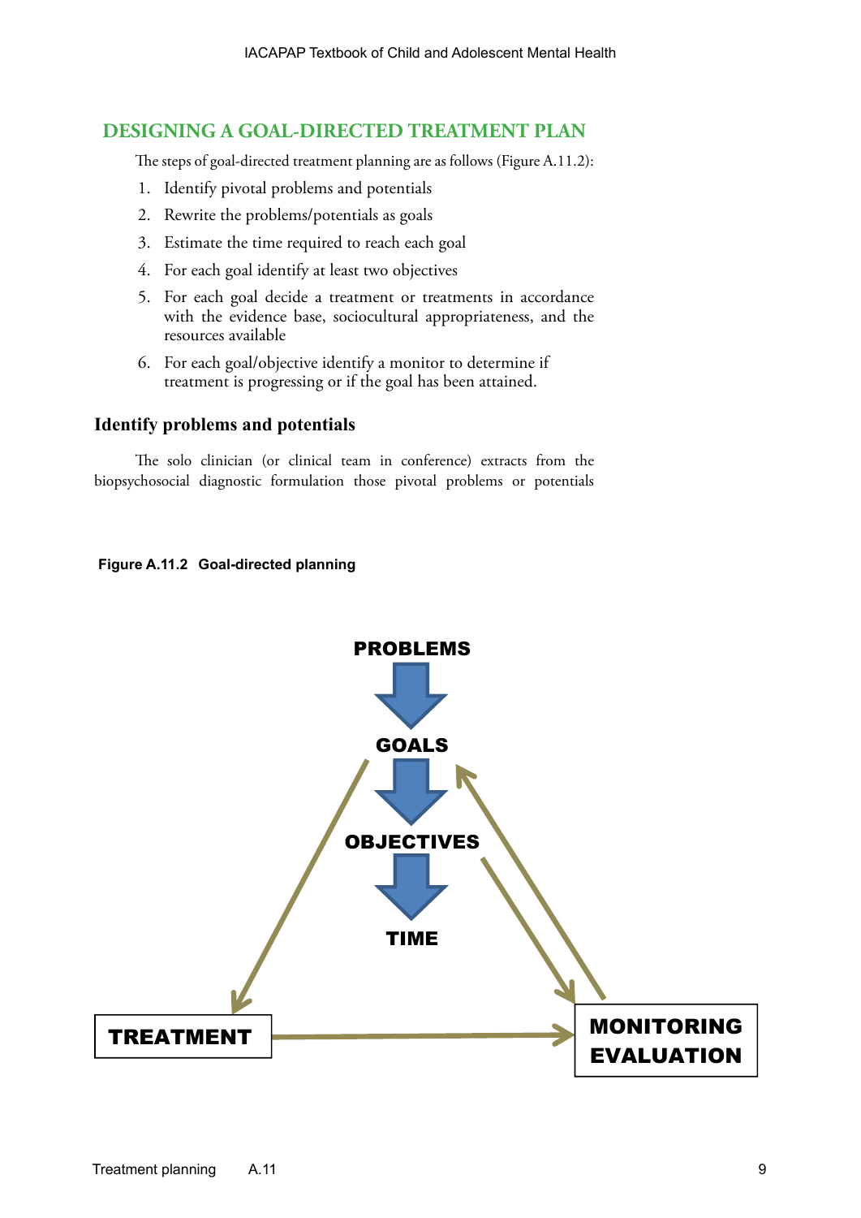## DESIGNING A GOAL-DIRECTED TREATMENT PLAN

The steps of goal-directed treatment planning are as follows (Figure A.11.2):

1. Identify pivotal problems and potentials
2. Rewrite the problems/potentials as goals
3. Estimate the time required to reach each goal
4. For each goal identify at least two objectives
5. For each goal decide a treatment or treatments in accordance with the evidence base, sociocultural appropriateness, and the resources available
6. For each goal/objective identify a monitor to determine if treatment is progressing or if the goal has been attained.

### Identify problems and potentials

The solo clinician (or clinical team in conference) extracts from the biopsychosocial diagnostic formulation those pivotal problems or potentials

**Figure A.11.2 Goal-directed planning**

PROBLEMS → GOALS → OBJECTIVES → TIME

TREATMENT → MONITORING EVALUATION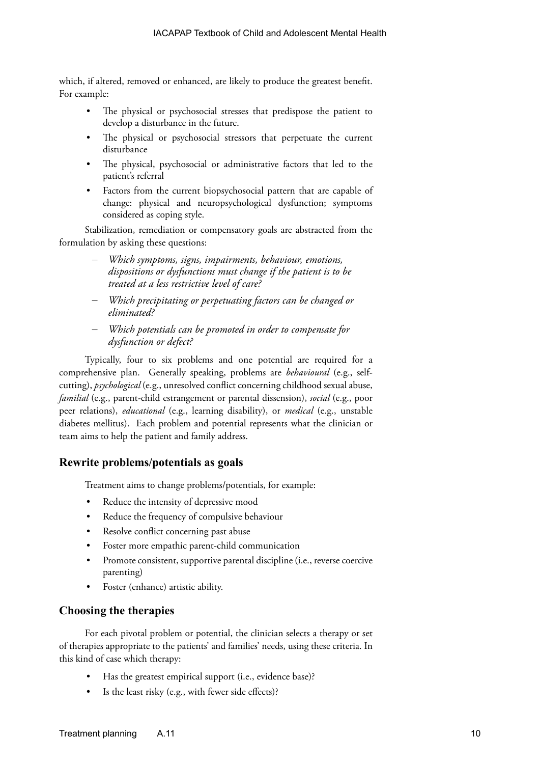which, if altered, removed or enhanced, are likely to produce the greatest benefit. For example:

- The physical or psychosocial stresses that predispose the patient to develop a disturbance in the future.
- The physical or psychosocial stressors that perpetuate the current disturbance
- The physical, psychosocial or administrative factors that led to the patient's referral
- Factors from the current biopsychosocial pattern that are capable of change: physical and neuropsychological dysfunction; symptoms considered as coping style.

Stabilization, remediation or compensatory goals are abstracted from the formulation by asking these questions:

- *Which symptoms, signs, impairments, behaviour, emotions, dispositions or dysfunctions must change if the patient is to be treated at a less restrictive level of care?*
- *Which precipitating or perpetuating factors can be changed or eliminated?*
- *Which potentials can be promoted in order to compensate for dysfunction or defect?*

Typically, four to six problems and one potential are required for a comprehensive plan. Generally speaking, problems are *behavioural* (e.g., self-cutting), *psychological* (e.g., unresolved conflict concerning childhood sexual abuse, *familial* (e.g., parent-child estrangement or parental dissension), *social* (e.g., poor peer relations), *educational* (e.g., learning disability), or *medical* (e.g., unstable diabetes mellitus). Each problem and potential represents what the clinician or team aims to help the patient and family address.

## Rewrite problems/potentials as goals

Treatment aims to change problems/potentials, for example:

- Reduce the intensity of depressive mood
- Reduce the frequency of compulsive behaviour
- Resolve conflict concerning past abuse
- Foster more empathic parent-child communication
- Promote consistent, supportive parental discipline (i.e., reverse coercive parenting)
- Foster (enhance) artistic ability.

## Choosing the therapies

For each pivotal problem or potential, the clinician selects a therapy or set of therapies appropriate to the patients' and families' needs, using these criteria. In this kind of case which therapy:

- Has the greatest empirical support (i.e., evidence base)?
- Is the least risky (e.g., with fewer side effects)?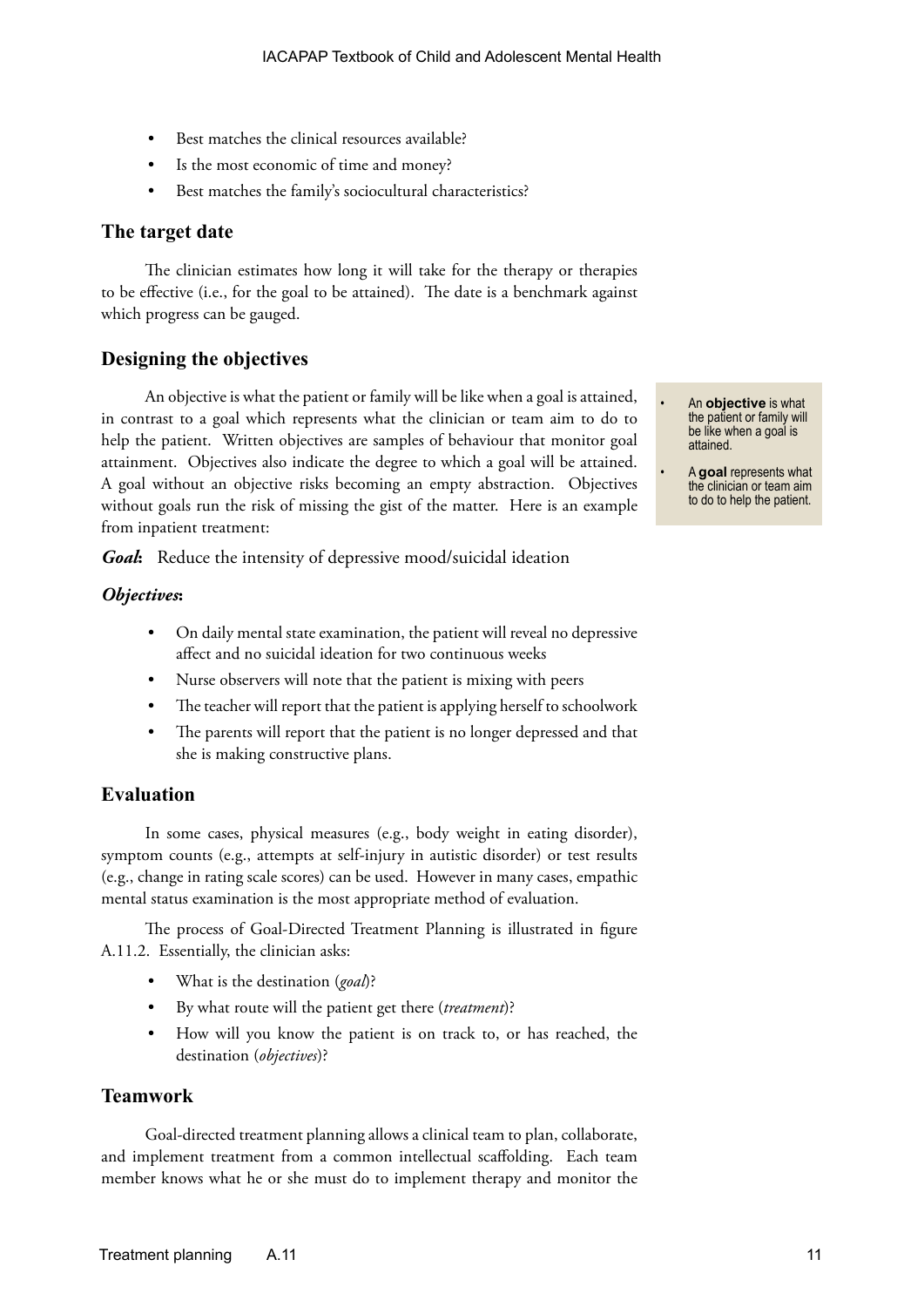- Best matches the clinical resources available?
- Is the most economic of time and money?
- Best matches the family's sociocultural characteristics?

## The target date

The clinician estimates how long it will take for the therapy or therapies to be effective (i.e., for the goal to be attained). The date is a benchmark against which progress can be gauged.

## Designing the objectives

An objective is what the patient or family will be like when a goal is attained, in contrast to a goal which represents what the clinician or team aim to do to help the patient. Written objectives are samples of behaviour that monitor goal attainment. Objectives also indicate the degree to which a goal will be attained. A goal without an objective risks becoming an empty abstraction. Objectives without goals run the risk of missing the gist of the matter. Here is an example from inpatient treatment:

- An **objective** is what the patient or family will be like when a goal is attained.
- A **goal** represents what the clinician or team aim to do to help the patient.

***Goal*:** Reduce the intensity of depressive mood/suicidal ideation

***Objectives*:**

- On daily mental state examination, the patient will reveal no depressive affect and no suicidal ideation for two continuous weeks
- Nurse observers will note that the patient is mixing with peers
- The teacher will report that the patient is applying herself to schoolwork
- The parents will report that the patient is no longer depressed and that she is making constructive plans.

## Evaluation

In some cases, physical measures (e.g., body weight in eating disorder), symptom counts (e.g., attempts at self-injury in autistic disorder) or test results (e.g., change in rating scale scores) can be used. However in many cases, empathic mental status examination is the most appropriate method of evaluation.

The process of Goal-Directed Treatment Planning is illustrated in figure A.11.2. Essentially, the clinician asks:

- What is the destination (*goal*)?
- By what route will the patient get there (*treatment*)?
- How will you know the patient is on track to, or has reached, the destination (*objectives*)?

## Teamwork

Goal-directed treatment planning allows a clinical team to plan, collaborate, and implement treatment from a common intellectual scaffolding. Each team member knows what he or she must do to implement therapy and monitor the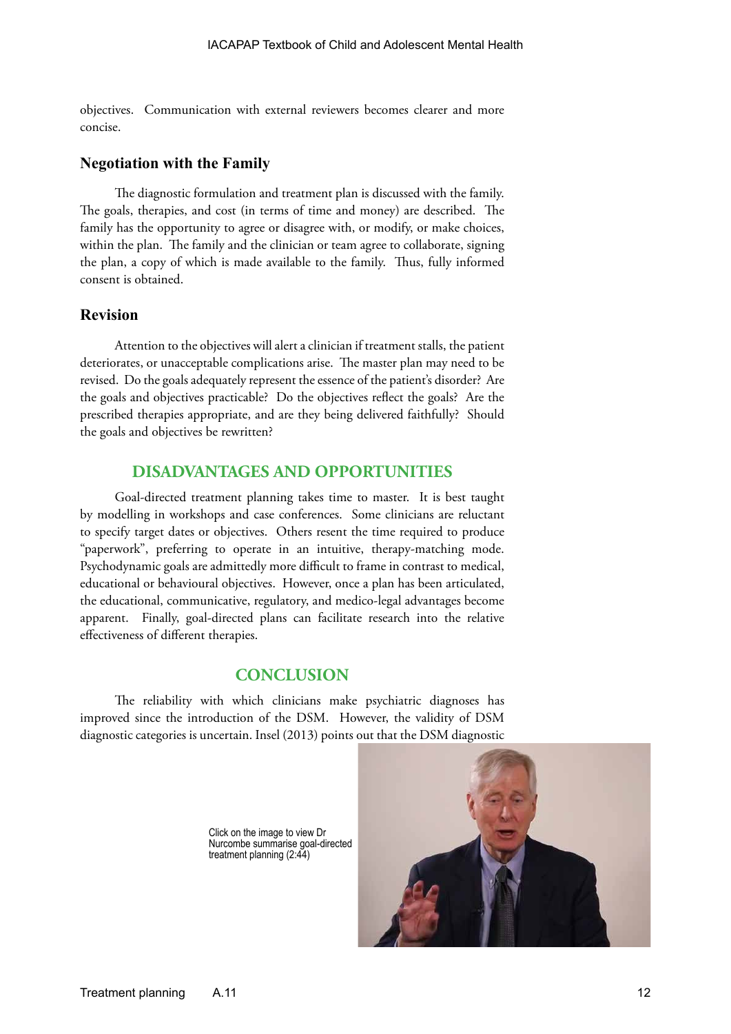objectives. Communication with external reviewers becomes clearer and more concise.

### Negotiation with the Family

The diagnostic formulation and treatment plan is discussed with the family. The goals, therapies, and cost (in terms of time and money) are described. The family has the opportunity to agree or disagree with, or modify, or make choices, within the plan. The family and the clinician or team agree to collaborate, signing the plan, a copy of which is made available to the family. Thus, fully informed consent is obtained.

### Revision

Attention to the objectives will alert a clinician if treatment stalls, the patient deteriorates, or unacceptable complications arise. The master plan may need to be revised. Do the goals adequately represent the essence of the patient's disorder? Are the goals and objectives practicable? Do the objectives reflect the goals? Are the prescribed therapies appropriate, and are they being delivered faithfully? Should the goals and objectives be rewritten?

## DISADVANTAGES AND OPPORTUNITIES

Goal-directed treatment planning takes time to master. It is best taught by modelling in workshops and case conferences. Some clinicians are reluctant to specify target dates or objectives. Others resent the time required to produce "paperwork", preferring to operate in an intuitive, therapy-matching mode. Psychodynamic goals are admittedly more difficult to frame in contrast to medical, educational or behavioural objectives. However, once a plan has been articulated, the educational, communicative, regulatory, and medico-legal advantages become apparent. Finally, goal-directed plans can facilitate research into the relative effectiveness of different therapies.

## CONCLUSION

The reliability with which clinicians make psychiatric diagnoses has improved since the introduction of the DSM. However, the validity of DSM diagnostic categories is uncertain. Insel (2013) points out that the DSM diagnostic

Click on the image to view Dr Nurcombe summarise goal-directed treatment planning (2:44)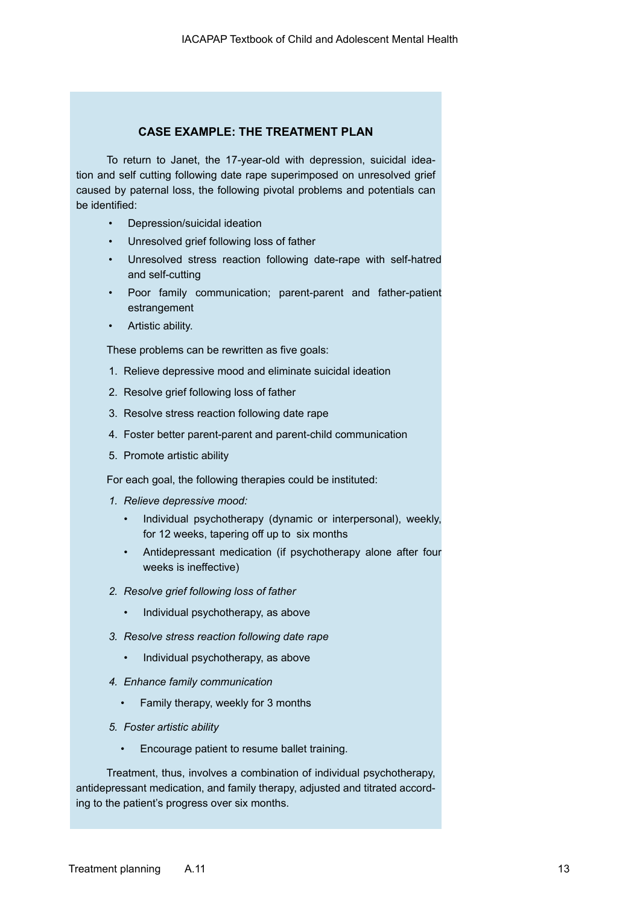### CASE EXAMPLE: THE TREATMENT PLAN

To return to Janet, the 17-year-old with depression, suicidal ideation and self cutting following date rape superimposed on unresolved grief caused by paternal loss, the following pivotal problems and potentials can be identified:

- Depression/suicidal ideation
- Unresolved grief following loss of father
- Unresolved stress reaction following date-rape with self-hatred and self-cutting
- Poor family communication; parent-parent and father-patient estrangement
- Artistic ability.

These problems can be rewritten as five goals:

1. Relieve depressive mood and eliminate suicidal ideation
2. Resolve grief following loss of father
3. Resolve stress reaction following date rape
4. Foster better parent-parent and parent-child communication
5. Promote artistic ability

For each goal, the following therapies could be instituted:

1. *Relieve depressive mood:*
    - Individual psychotherapy (dynamic or interpersonal), weekly, for 12 weeks, tapering off up to six months
    - Antidepressant medication (if psychotherapy alone after four weeks is ineffective)
2. *Resolve grief following loss of father*
    - Individual psychotherapy, as above
3. *Resolve stress reaction following date rape*
    - Individual psychotherapy, as above
4. *Enhance family communication*
    - Family therapy, weekly for 3 months
5. *Foster artistic ability*
    - Encourage patient to resume ballet training.

Treatment, thus, involves a combination of individual psychotherapy, antidepressant medication, and family therapy, adjusted and titrated according to the patient's progress over six months.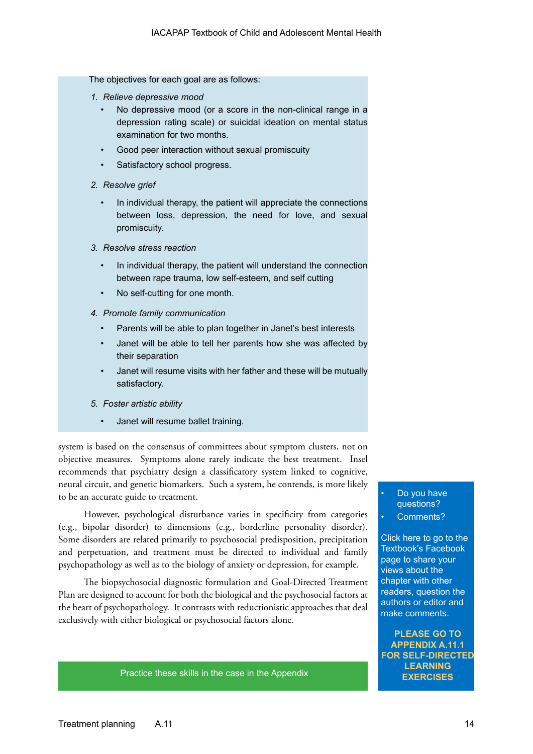The objectives for each goal are as follows:

1. *Relieve depressive mood*
   - No depressive mood (or a score in the non-clinical range in a depression rating scale) or suicidal ideation on mental status examination for two months.
   - Good peer interaction without sexual promiscuity
   - Satisfactory school progress.
2. *Resolve grief*
   - In individual therapy, the patient will appreciate the connections between loss, depression, the need for love, and sexual promiscuity.
3. *Resolve stress reaction*
   - In individual therapy, the patient will understand the connection between rape trauma, low self-esteem, and self cutting
   - No self-cutting for one month.
4. *Promote family communication*
   - Parents will be able to plan together in Janet's best interests
   - Janet will be able to tell her parents how she was affected by their separation
   - Janet will resume visits with her father and these will be mutually satisfactory.
5. *Foster artistic ability*
   - Janet will resume ballet training.

system is based on the consensus of committees about symptom clusters, not on objective measures. Symptoms alone rarely indicate the best treatment. Insel recommends that psychiatry design a classificatory system linked to cognitive, neural circuit, and genetic biomarkers. Such a system, he contends, is more likely to be an accurate guide to treatment.

However, psychological disturbance varies in specificity from categories (e.g., bipolar disorder) to dimensions (e.g., borderline personality disorder). Some disorders are related primarily to psychosocial predisposition, precipitation and perpetuation, and treatment must be directed to individual and family psychopathology as well as to the biology of anxiety or depression, for example.

The biopsychosocial diagnostic formulation and Goal-Directed Treatment Plan are designed to account for both the biological and the psychosocial factors at the heart of psychopathology. It contrasts with reductionistic approaches that deal exclusively with either biological or psychosocial factors alone.

- Do you have questions?
- Comments?

Click here to go to the Textbook's Facebook page to share your views about the chapter with other readers, question the authors or editor and make comments.

**PLEASE GO TO APPENDIX A.11.1 FOR SELF-DIRECTED LEARNING EXERCISES**

Practice these skills in the case in the Appendix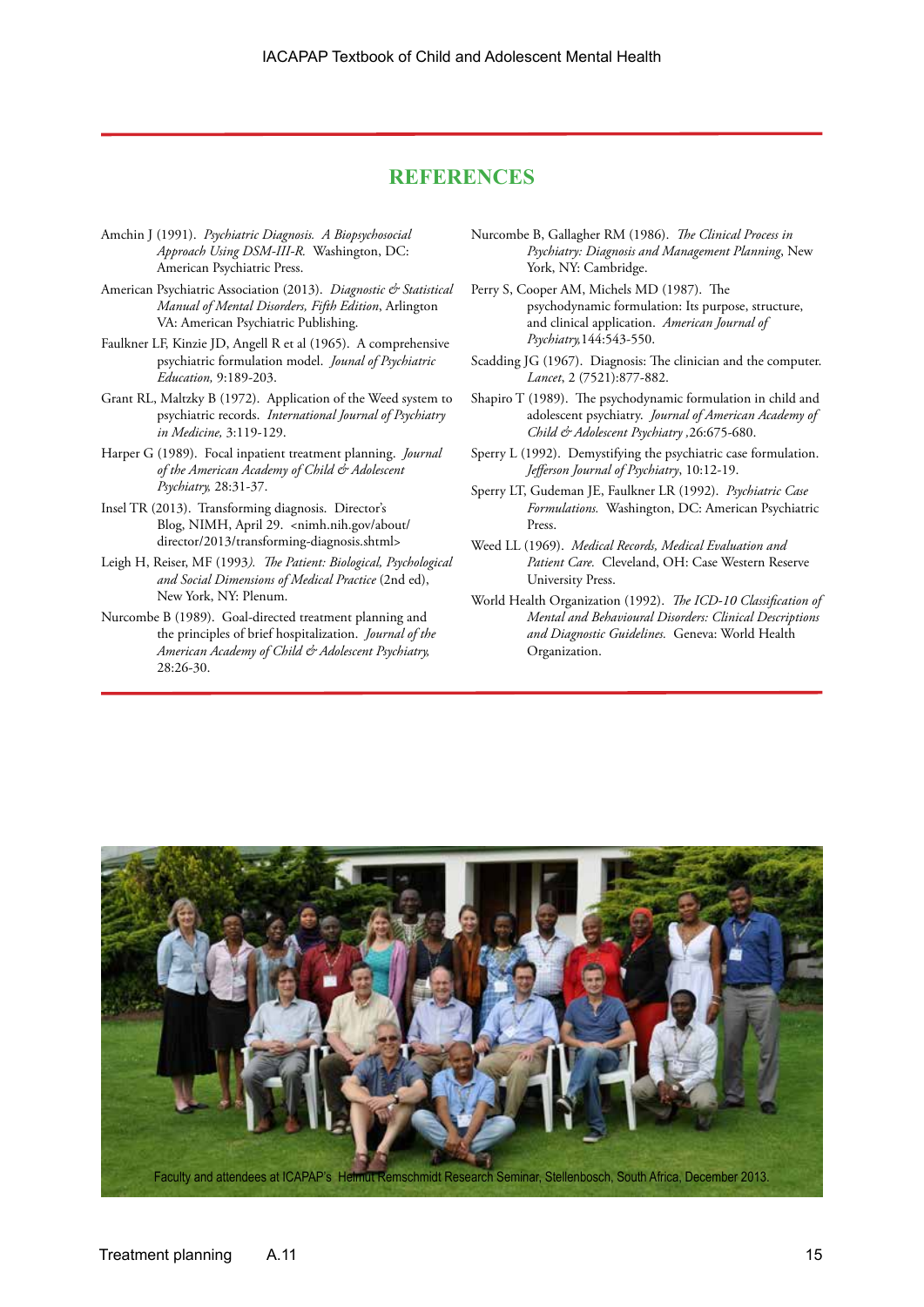## REFERENCES

Amchin J (1991). *Psychiatric Diagnosis. A Biopsychosocial Approach Using DSM-III-R.* Washington, DC: American Psychiatric Press.

American Psychiatric Association (2013). *Diagnostic & Statistical Manual of Mental Disorders, Fifth Edition*, Arlington VA: American Psychiatric Publishing.

Faulkner LF, Kinzie JD, Angell R et al (1965). A comprehensive psychiatric formulation model. *Jounal of Psychiatric Education,* 9:189-203.

Grant RL, Maltzky B (1972). Application of the Weed system to psychiatric records. *International Journal of Psychiatry in Medicine,* 3:119-129.

Harper G (1989). Focal inpatient treatment planning. *Journal of the American Academy of Child & Adolescent Psychiatry,* 28:31-37.

Insel TR (2013). Transforming diagnosis. Director's Blog, NIMH, April 29. <nimh.nih.gov/about/director/2013/transforming-diagnosis.shtml>

Leigh H, Reiser, MF (1993). *The Patient: Biological, Psychological and Social Dimensions of Medical Practice* (2nd ed), New York, NY: Plenum.

Nurcombe B (1989). Goal-directed treatment planning and the principles of brief hospitalization. *Journal of the American Academy of Child & Adolescent Psychiatry,* 28:26-30.

Nurcombe B, Gallagher RM (1986). *The Clinical Process in Psychiatry: Diagnosis and Management Planning*, New York, NY: Cambridge.

Perry S, Cooper AM, Michels MD (1987). The psychodynamic formulation: Its purpose, structure, and clinical application. *American Journal of Psychiatry,*144:543-550.

Scadding JG (1967). Diagnosis: The clinician and the computer. *Lancet*, 2 (7521):877-882.

Shapiro T (1989). The psychodynamic formulation in child and adolescent psychiatry. *Journal of American Academy of Child & Adolescent Psychiatry* ,26:675-680.

Sperry L (1992). Demystifying the psychiatric case formulation. *Jefferson Journal of Psychiatry*, 10:12-19.

Sperry LT, Gudeman JE, Faulkner LR (1992). *Psychiatric Case Formulations.* Washington, DC: American Psychiatric Press.

Weed LL (1969). *Medical Records, Medical Evaluation and Patient Care.* Cleveland, OH: Case Western Reserve University Press.

World Health Organization (1992). *The ICD-10 Classification of Mental and Behavioural Disorders: Clinical Descriptions and Diagnostic Guidelines.* Geneva: World Health Organization.

Faculty and attendees at ICAPAP's Helmut Remschmidt Research Seminar, Stellenbosch, South Africa, December 2013.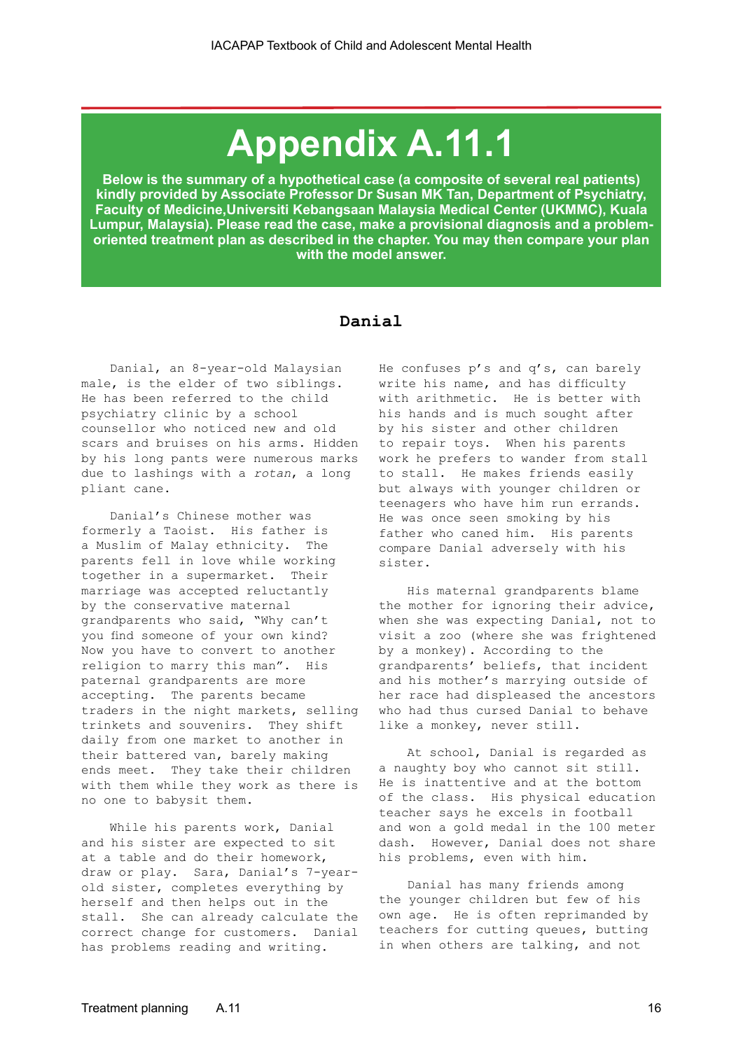# Appendix A.11.1

**Below is the summary of a hypothetical case (a composite of several real patients) kindly provided by Associate Professor Dr Susan MK Tan, Department of Psychiatry, Faculty of Medicine,Universiti Kebangsaan Malaysia Medical Center (UKMMC), Kuala Lumpur, Malaysia). Please read the case, make a provisional diagnosis and a problem-oriented treatment plan as described in the chapter. You may then compare your plan with the model answer.**

## Danial

Danial, an 8-year-old Malaysian male, is the elder of two siblings. He has been referred to the child psychiatry clinic by a school counsellor who noticed new and old scars and bruises on his arms. Hidden by his long pants were numerous marks due to lashings with a *rotan*, a long pliant cane.

Danial's Chinese mother was formerly a Taoist. His father is a Muslim of Malay ethnicity. The parents fell in love while working together in a supermarket. Their marriage was accepted reluctantly by the conservative maternal grandparents who said, "Why can't you find someone of your own kind? Now you have to convert to another religion to marry this man". His paternal grandparents are more accepting. The parents became traders in the night markets, selling trinkets and souvenirs. They shift daily from one market to another in their battered van, barely making ends meet. They take their children with them while they work as there is no one to babysit them.

While his parents work, Danial and his sister are expected to sit at a table and do their homework, draw or play. Sara, Danial's 7-year-old sister, completes everything by herself and then helps out in the stall. She can already calculate the correct change for customers. Danial has problems reading and writing. He confuses p's and q's, can barely write his name, and has difficulty with arithmetic. He is better with his hands and is much sought after by his sister and other children to repair toys. When his parents work he prefers to wander from stall to stall. He makes friends easily but always with younger children or teenagers who have him run errands. He was once seen smoking by his father who caned him. His parents compare Danial adversely with his sister.

His maternal grandparents blame the mother for ignoring their advice, when she was expecting Danial, not to visit a zoo (where she was frightened by a monkey). According to the grandparents' beliefs, that incident and his mother's marrying outside of her race had displeased the ancestors who had thus cursed Danial to behave like a monkey, never still.

At school, Danial is regarded as a naughty boy who cannot sit still. He is inattentive and at the bottom of the class. His physical education teacher says he excels in football and won a gold medal in the 100 meter dash. However, Danial does not share his problems, even with him.

Danial has many friends among the younger children but few of his own age. He is often reprimanded by teachers for cutting queues, butting in when others are talking, and not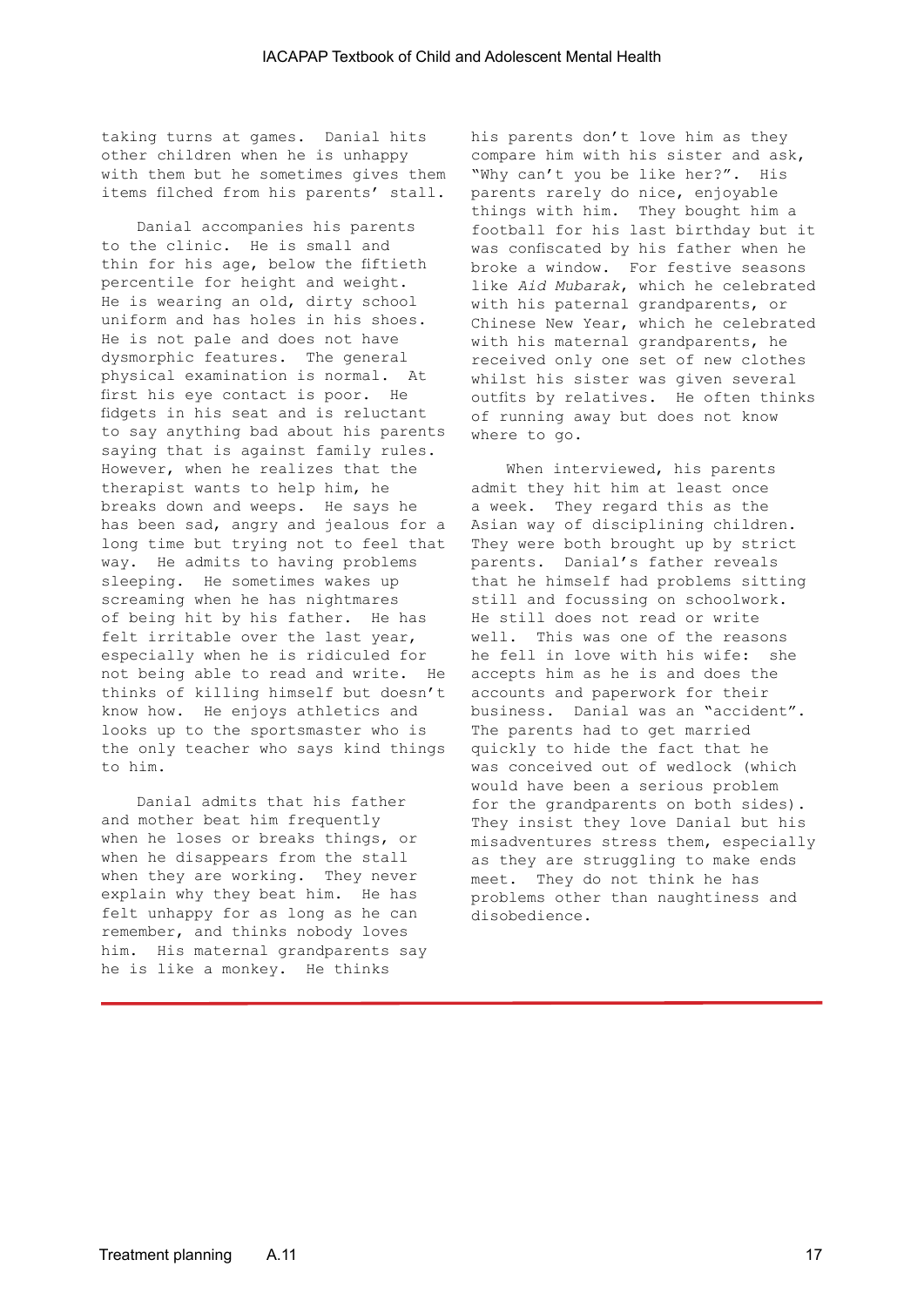taking turns at games. Danial hits other children when he is unhappy with them but he sometimes gives them items filched from his parents' stall.

Danial accompanies his parents to the clinic. He is small and thin for his age, below the fiftieth percentile for height and weight. He is wearing an old, dirty school uniform and has holes in his shoes. He is not pale and does not have dysmorphic features. The general physical examination is normal. At first his eye contact is poor. He fidgets in his seat and is reluctant to say anything bad about his parents saying that is against family rules. However, when he realizes that the therapist wants to help him, he breaks down and weeps. He says he has been sad, angry and jealous for a long time but trying not to feel that way. He admits to having problems sleeping. He sometimes wakes up screaming when he has nightmares of being hit by his father. He has felt irritable over the last year, especially when he is ridiculed for not being able to read and write. He thinks of killing himself but doesn't know how. He enjoys athletics and looks up to the sportsmaster who is the only teacher who says kind things to him.

Danial admits that his father and mother beat him frequently when he loses or breaks things, or when he disappears from the stall when they are working. They never explain why they beat him. He has felt unhappy for as long as he can remember, and thinks nobody loves him. His maternal grandparents say he is like a monkey. He thinks his parents don't love him as they compare him with his sister and ask, "Why can't you be like her?". His parents rarely do nice, enjoyable things with him. They bought him a football for his last birthday but it was confiscated by his father when he broke a window. For festive seasons like *Aid Mubarak*, which he celebrated with his paternal grandparents, or Chinese New Year, which he celebrated with his maternal grandparents, he received only one set of new clothes whilst his sister was given several outfits by relatives. He often thinks of running away but does not know where to go.

When interviewed, his parents admit they hit him at least once a week. They regard this as the Asian way of disciplining children. They were both brought up by strict parents. Danial's father reveals that he himself had problems sitting still and focussing on schoolwork. He still does not read or write well. This was one of the reasons he fell in love with his wife: she accepts him as he is and does the accounts and paperwork for their business. Danial was an "accident". The parents had to get married quickly to hide the fact that he was conceived out of wedlock (which would have been a serious problem for the grandparents on both sides). They insist they love Danial but his misadventures stress them, especially as they are struggling to make ends meet. They do not think he has problems other than naughtiness and disobedience.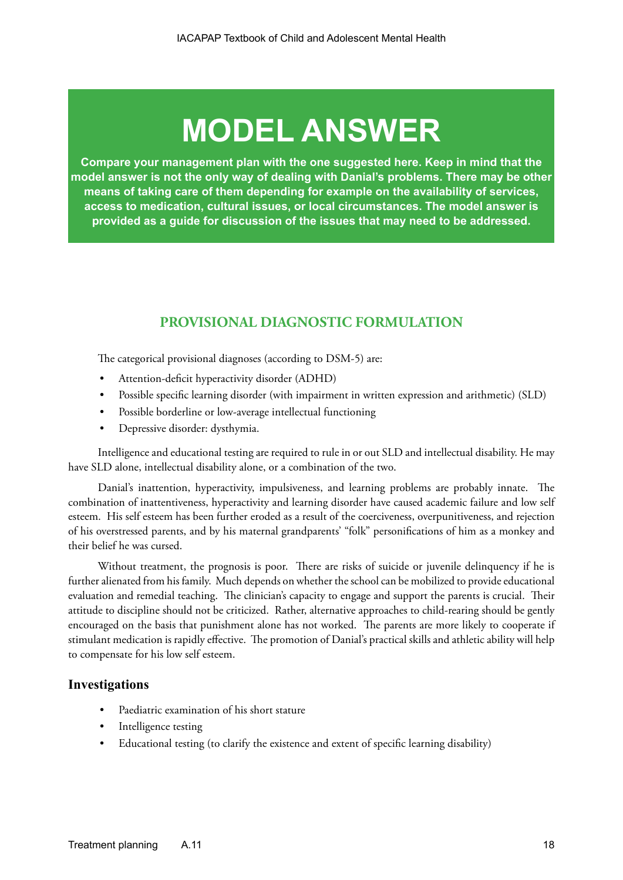# MODEL ANSWER

**Compare your management plan with the one suggested here. Keep in mind that the model answer is not the only way of dealing with Danial's problems. There may be other means of taking care of them depending for example on the availability of services, access to medication, cultural issues, or local circumstances. The model answer is provided as a guide for discussion of the issues that may need to be addressed.**

## PROVISIONAL DIAGNOSTIC FORMULATION

The categorical provisional diagnoses (according to DSM-5) are:

- Attention-deficit hyperactivity disorder (ADHD)
- Possible specific learning disorder (with impairment in written expression and arithmetic) (SLD)
- Possible borderline or low-average intellectual functioning
- Depressive disorder: dysthymia.

Intelligence and educational testing are required to rule in or out SLD and intellectual disability. He may have SLD alone, intellectual disability alone, or a combination of the two.

Danial's inattention, hyperactivity, impulsiveness, and learning problems are probably innate. The combination of inattentiveness, hyperactivity and learning disorder have caused academic failure and low self esteem. His self esteem has been further eroded as a result of the coerciveness, overpunitiveness, and rejection of his overstressed parents, and by his maternal grandparents' "folk" personifications of him as a monkey and their belief he was cursed.

Without treatment, the prognosis is poor. There are risks of suicide or juvenile delinquency if he is further alienated from his family. Much depends on whether the school can be mobilized to provide educational evaluation and remedial teaching. The clinician's capacity to engage and support the parents is crucial. Their attitude to discipline should not be criticized. Rather, alternative approaches to child-rearing should be gently encouraged on the basis that punishment alone has not worked. The parents are more likely to cooperate if stimulant medication is rapidly effective. The promotion of Danial's practical skills and athletic ability will help to compensate for his low self esteem.

### Investigations

- Paediatric examination of his short stature
- Intelligence testing
- Educational testing (to clarify the existence and extent of specific learning disability)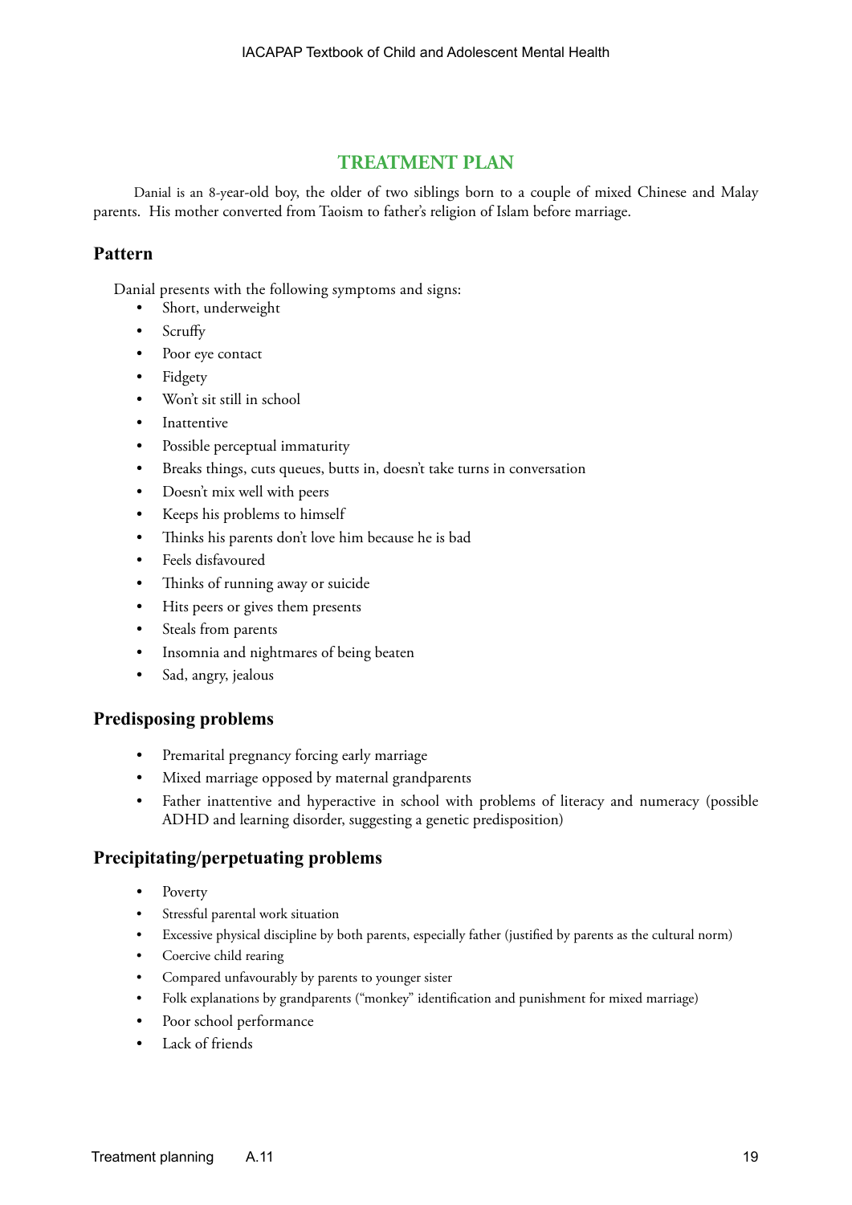## TREATMENT PLAN

Danial is an 8-year-old boy, the older of two siblings born to a couple of mixed Chinese and Malay parents. His mother converted from Taoism to father's religion of Islam before marriage.

### Pattern

Danial presents with the following symptoms and signs:

- Short, underweight
- Scruffy
- Poor eye contact
- Fidgety
- Won't sit still in school
- Inattentive
- Possible perceptual immaturity
- Breaks things, cuts queues, butts in, doesn't take turns in conversation
- Doesn't mix well with peers
- Keeps his problems to himself
- Thinks his parents don't love him because he is bad
- Feels disfavoured
- Thinks of running away or suicide
- Hits peers or gives them presents
- Steals from parents
- Insomnia and nightmares of being beaten
- Sad, angry, jealous

### Predisposing problems

- Premarital pregnancy forcing early marriage
- Mixed marriage opposed by maternal grandparents
- Father inattentive and hyperactive in school with problems of literacy and numeracy (possible ADHD and learning disorder, suggesting a genetic predisposition)

### Precipitating/perpetuating problems

- Poverty
- Stressful parental work situation
- Excessive physical discipline by both parents, especially father (justified by parents as the cultural norm)
- Coercive child rearing
- Compared unfavourably by parents to younger sister
- Folk explanations by grandparents ("monkey" identification and punishment for mixed marriage)
- Poor school performance
- Lack of friends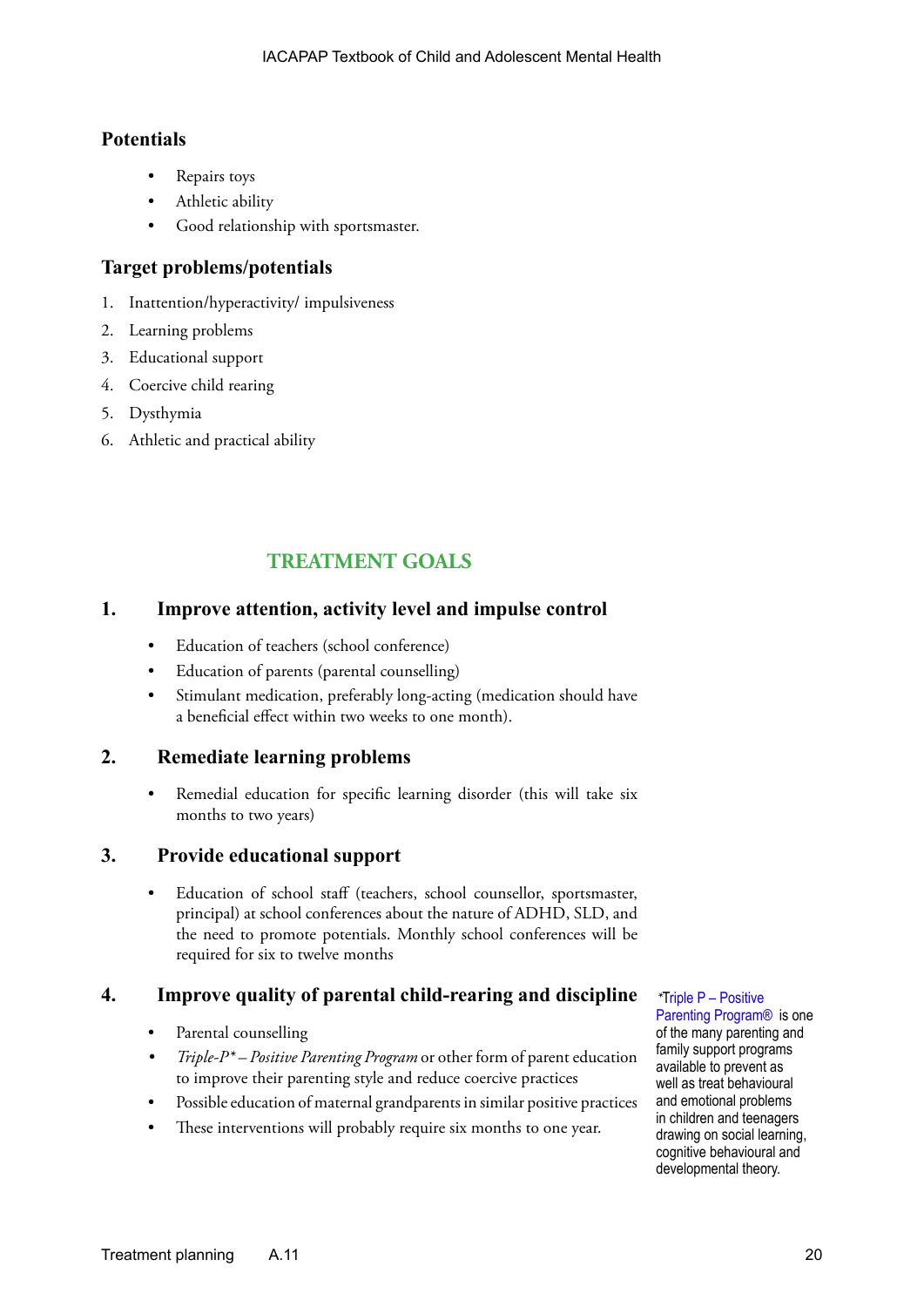### Potentials

- Repairs toys
- Athletic ability
- Good relationship with sportsmaster.

### Target problems/potentials

1. Inattention/hyperactivity/ impulsiveness
2. Learning problems
3. Educational support
4. Coercive child rearing
5. Dysthymia
6. Athletic and practical ability

## TREATMENT GOALS

### 1. Improve attention, activity level and impulse control

- Education of teachers (school conference)
- Education of parents (parental counselling)
- Stimulant medication, preferably long-acting (medication should have a beneficial effect within two weeks to one month).

### 2. Remediate learning problems

- Remedial education for specific learning disorder (this will take six months to two years)

### 3. Provide educational support

- Education of school staff (teachers, school counsellor, sportsmaster, principal) at school conferences about the nature of ADHD, SLD, and the need to promote potentials. Monthly school conferences will be required for six to twelve months

### 4. Improve quality of parental child-rearing and discipline

- Parental counselling
- *Triple-P* – Positive Parenting Program* or other form of parent education to improve their parenting style and reduce coercive practices
- Possible education of maternal grandparents in similar positive practices
- These interventions will probably require six months to one year.

*Triple P – Positive Parenting Program® is one of the many parenting and family support programs available to prevent as well as treat behavioural and emotional problems in children and teenagers drawing on social learning, cognitive behavioural and developmental theory.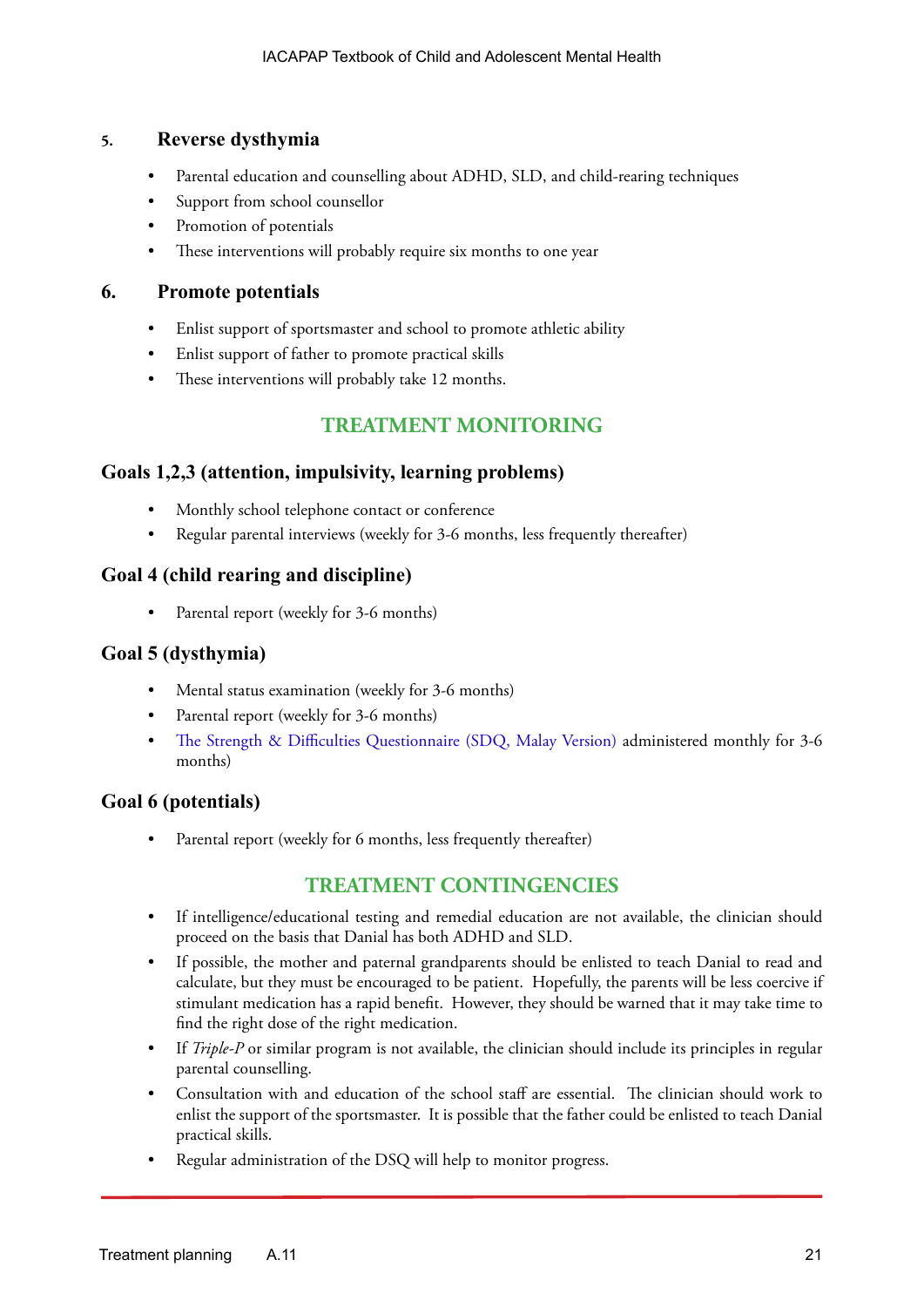### 5. Reverse dysthymia

- Parental education and counselling about ADHD, SLD, and child-rearing techniques
- Support from school counsellor
- Promotion of potentials
- These interventions will probably require six months to one year

### 6. Promote potentials

- Enlist support of sportsmaster and school to promote athletic ability
- Enlist support of father to promote practical skills
- These interventions will probably take 12 months.

## TREATMENT MONITORING

### Goals 1,2,3 (attention, impulsivity, learning problems)

- Monthly school telephone contact or conference
- Regular parental interviews (weekly for 3-6 months, less frequently thereafter)

### Goal 4 (child rearing and discipline)

- Parental report (weekly for 3-6 months)

### Goal 5 (dysthymia)

- Mental status examination (weekly for 3-6 months)
- Parental report (weekly for 3-6 months)
- The Strength & Difficulties Questionnaire (SDQ, Malay Version) administered monthly for 3-6 months)

### Goal 6 (potentials)

- Parental report (weekly for 6 months, less frequently thereafter)

## TREATMENT CONTINGENCIES

- If intelligence/educational testing and remedial education are not available, the clinician should proceed on the basis that Danial has both ADHD and SLD.
- If possible, the mother and paternal grandparents should be enlisted to teach Danial to read and calculate, but they must be encouraged to be patient. Hopefully, the parents will be less coercive if stimulant medication has a rapid benefit. However, they should be warned that it may take time to find the right dose of the right medication.
- If *Triple-P* or similar program is not available, the clinician should include its principles in regular parental counselling.
- Consultation with and education of the school staff are essential. The clinician should work to enlist the support of the sportsmaster. It is possible that the father could be enlisted to teach Danial practical skills.
- Regular administration of the DSQ will help to monitor progress.